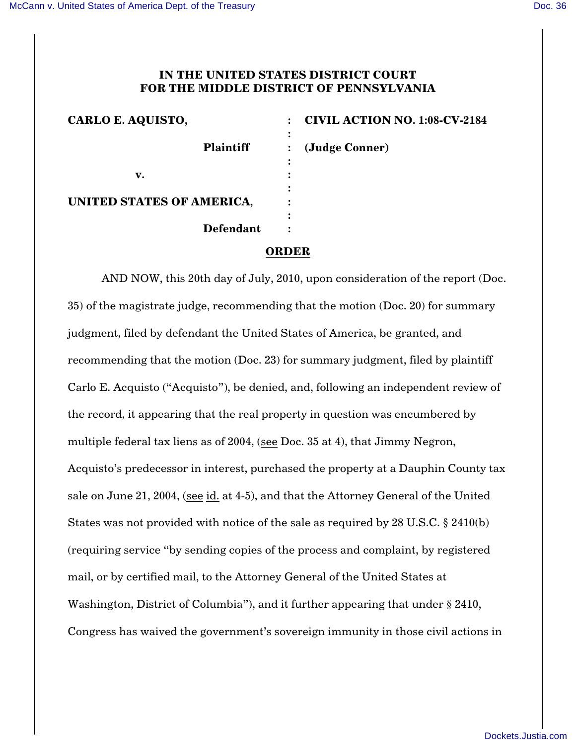**IN THE UNITED STATES DISTRICT COURT FOR THE MIDDLE DISTRICT OF PENNSYLVANIA**

| | | |
|---|---|---|
| **CARLO E. AQUISTO,** | : | **CIVIL ACTION NO. 1:08-CV-2184** |
| **Plaintiff** | : | **(Judge Conner)** |
| **v.** | : | |
| **UNITED STATES OF AMERICA,** | : | |
| **Defendant** | : | |

**ORDER**

AND NOW, this 20th day of July, 2010, upon consideration of the report (Doc. 35) of the magistrate judge, recommending that the motion (Doc. 20) for summary judgment, filed by defendant the United States of America, be granted, and recommending that the motion (Doc. 23) for summary judgment, filed by plaintiff Carlo E. Acquisto ("Acquisto"), be denied, and, following an independent review of the record, it appearing that the real property in question was encumbered by multiple federal tax liens as of 2004, (see Doc. 35 at 4), that Jimmy Negron, Acquisto's predecessor in interest, purchased the property at a Dauphin County tax sale on June 21, 2004, (see id. at 4-5), and that the Attorney General of the United States was not provided with notice of the sale as required by 28 U.S.C. § 2410(b) (requiring service "by sending copies of the process and complaint, by registered mail, or by certified mail, to the Attorney General of the United States at Washington, District of Columbia"), and it further appearing that under § 2410, Congress has waived the government's sovereign immunity in those civil actions in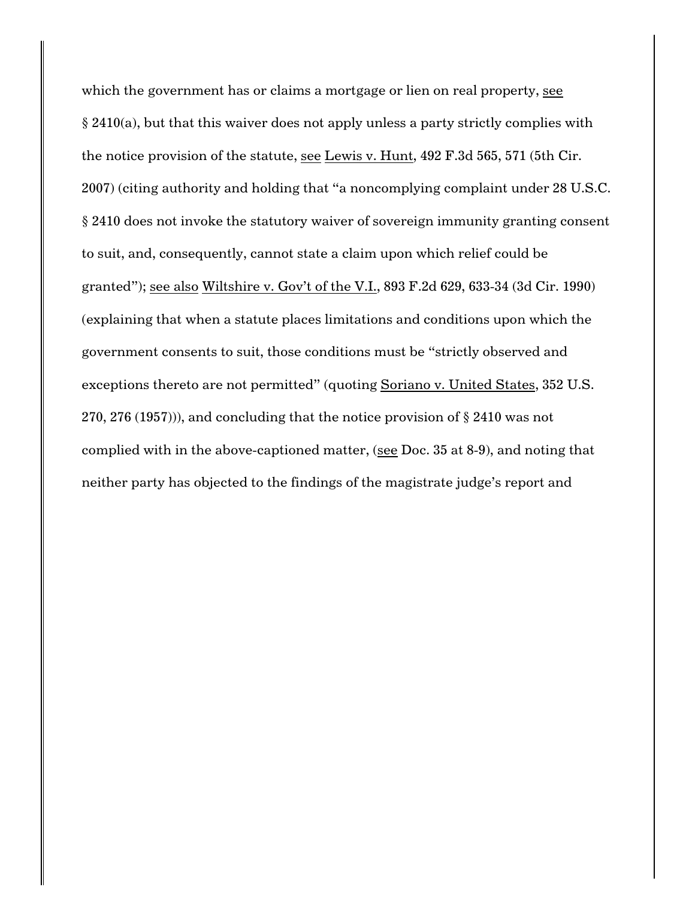which the government has or claims a mortgage or lien on real property, see § 2410(a), but that this waiver does not apply unless a party strictly complies with the notice provision of the statute, see Lewis v. Hunt, 492 F.3d 565, 571 (5th Cir. 2007) (citing authority and holding that "a noncomplying complaint under 28 U.S.C. § 2410 does not invoke the statutory waiver of sovereign immunity granting consent to suit, and, consequently, cannot state a claim upon which relief could be granted"); see also Wiltshire v. Gov't of the V.I., 893 F.2d 629, 633-34 (3d Cir. 1990) (explaining that when a statute places limitations and conditions upon which the government consents to suit, those conditions must be "strictly observed and exceptions thereto are not permitted" (quoting Soriano v. United States, 352 U.S. 270, 276 (1957))), and concluding that the notice provision of § 2410 was not complied with in the above-captioned matter, (see Doc. 35 at 8-9), and noting that neither party has objected to the findings of the magistrate judge's report and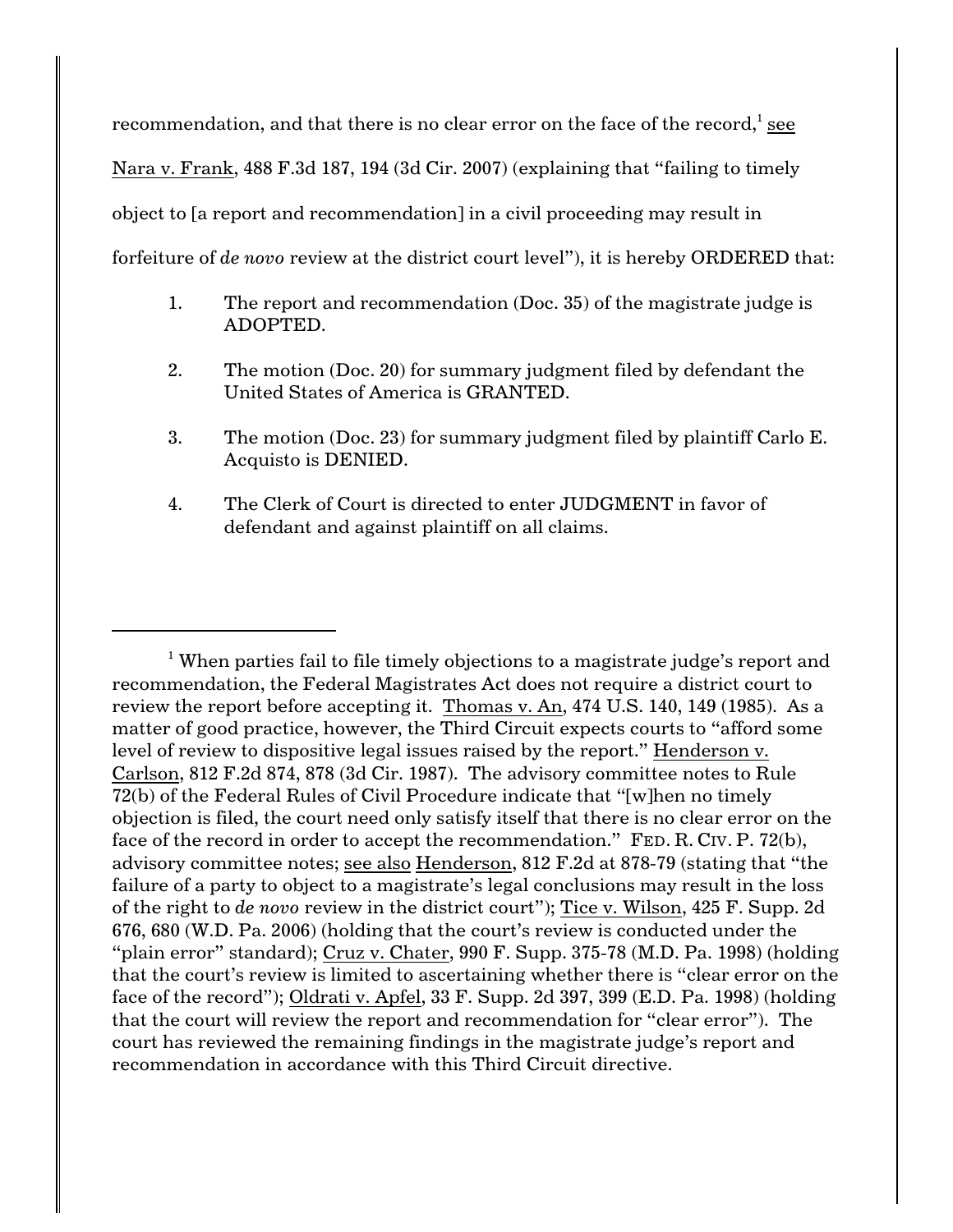recommendation, and that there is no clear error on the face of the record,[1] see Nara v. Frank, 488 F.3d 187, 194 (3d Cir. 2007) (explaining that "failing to timely object to [a report and recommendation] in a civil proceeding may result in forfeiture of *de novo* review at the district court level"), it is hereby ORDERED that:

1. The report and recommendation (Doc. 35) of the magistrate judge is ADOPTED.

2. The motion (Doc. 20) for summary judgment filed by defendant the United States of America is GRANTED.

3. The motion (Doc. 23) for summary judgment filed by plaintiff Carlo E. Acquisto is DENIED.

4. The Clerk of Court is directed to enter JUDGMENT in favor of defendant and against plaintiff on all claims.

---

[1] When parties fail to file timely objections to a magistrate judge's report and recommendation, the Federal Magistrates Act does not require a district court to review the report before accepting it. Thomas v. An, 474 U.S. 140, 149 (1985). As a matter of good practice, however, the Third Circuit expects courts to "afford some level of review to dispositive legal issues raised by the report." Henderson v. Carlson, 812 F.2d 874, 878 (3d Cir. 1987). The advisory committee notes to Rule 72(b) of the Federal Rules of Civil Procedure indicate that "[w]hen no timely objection is filed, the court need only satisfy itself that there is no clear error on the face of the record in order to accept the recommendation." FED. R. CIV. P. 72(b), advisory committee notes; see also Henderson, 812 F.2d at 878-79 (stating that "the failure of a party to object to a magistrate's legal conclusions may result in the loss of the right to *de novo* review in the district court"); Tice v. Wilson, 425 F. Supp. 2d 676, 680 (W.D. Pa. 2006) (holding that the court's review is conducted under the "plain error" standard); Cruz v. Chater, 990 F. Supp. 375-78 (M.D. Pa. 1998) (holding that the court's review is limited to ascertaining whether there is "clear error on the face of the record"); Oldrati v. Apfel, 33 F. Supp. 2d 397, 399 (E.D. Pa. 1998) (holding that the court will review the report and recommendation for "clear error"). The court has reviewed the remaining findings in the magistrate judge's report and recommendation in accordance with this Third Circuit directive.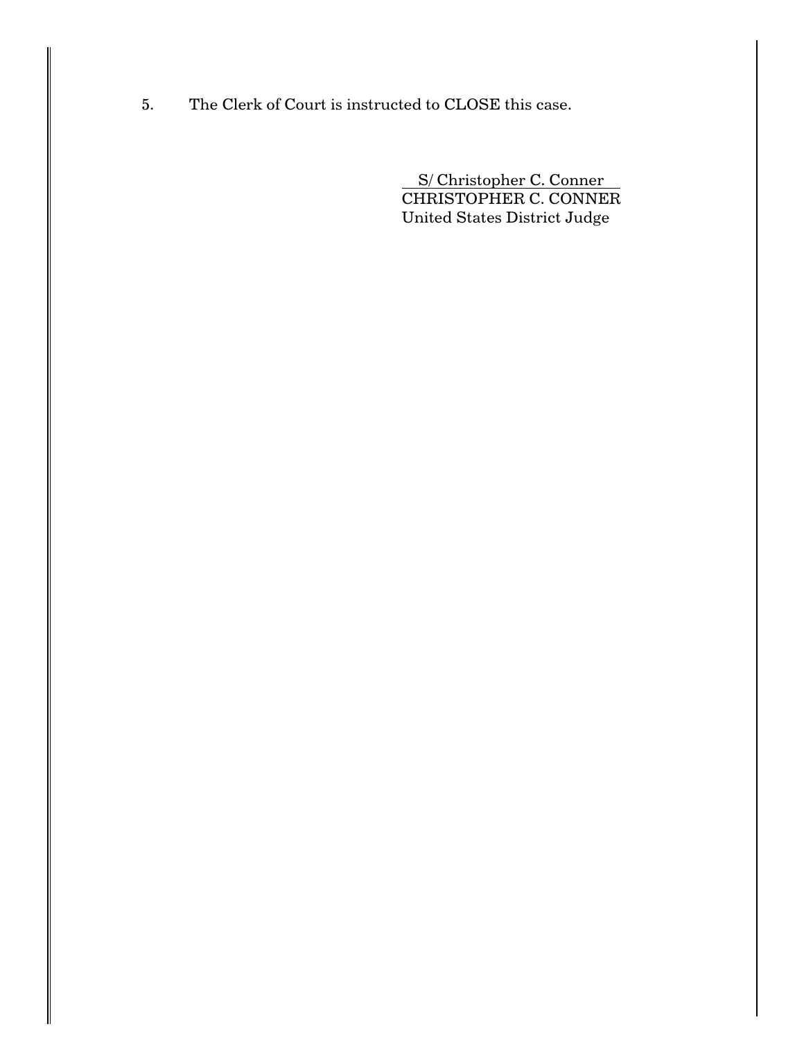5. The Clerk of Court is instructed to CLOSE this case.

S/ Christopher C. Conner
CHRISTOPHER C. CONNER
United States District Judge